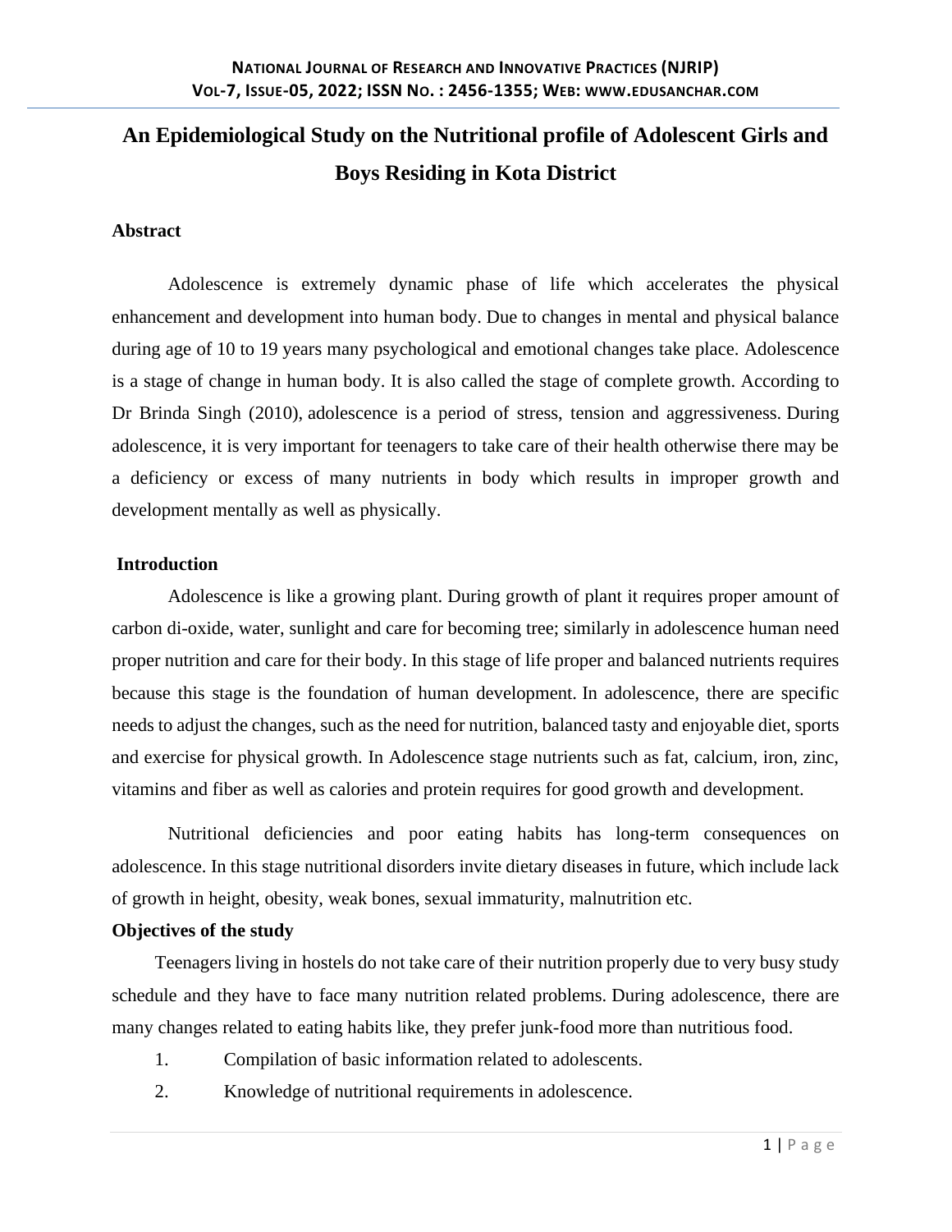# An Epidemiological Study on the Nutritional profile of Adolescent Girls and Boys Residing in Kota District

## Abstract

Adolescence is extremely dynamic phase of life which accelerates the physical enhancement and development into human body. Due to changes in mental and physical balance during age of 10 to 19 years many psychological and emotional changes take place. Adolescence is a stage of change in human body. It is also called the stage of complete growth. According to Dr Brinda Singh (2010), adolescence is a period of stress, tension and aggressiveness. During adolescence, it is very important for teenagers to take care of their health otherwise there may be a deficiency or excess of many nutrients in body which results in improper growth and development mentally as well as physically.

## Introduction

Adolescence is like a growing plant. During growth of plant it requires proper amount of carbon di-oxide, water, sunlight and care for becoming tree; similarly in adolescence human need proper nutrition and care for their body. In this stage of life proper and balanced nutrients requires because this stage is the foundation of human development. In adolescence, there are specific needs to adjust the changes, such as the need for nutrition, balanced tasty and enjoyable diet, sports and exercise for physical growth. In Adolescence stage nutrients such as fat, calcium, iron, zinc, vitamins and fiber as well as calories and protein requires for good growth and development.

Nutritional deficiencies and poor eating habits has long-term consequences on adolescence. In this stage nutritional disorders invite dietary diseases in future, which include lack of growth in height, obesity, weak bones, sexual immaturity, malnutrition etc.

## Objectives of the study

Teenagers living in hostels do not take care of their nutrition properly due to very busy study schedule and they have to face many nutrition related problems. During adolescence, there are many changes related to eating habits like, they prefer junk-food more than nutritious food.

1. Compilation of basic information related to adolescents.
2. Knowledge of nutritional requirements in adolescence.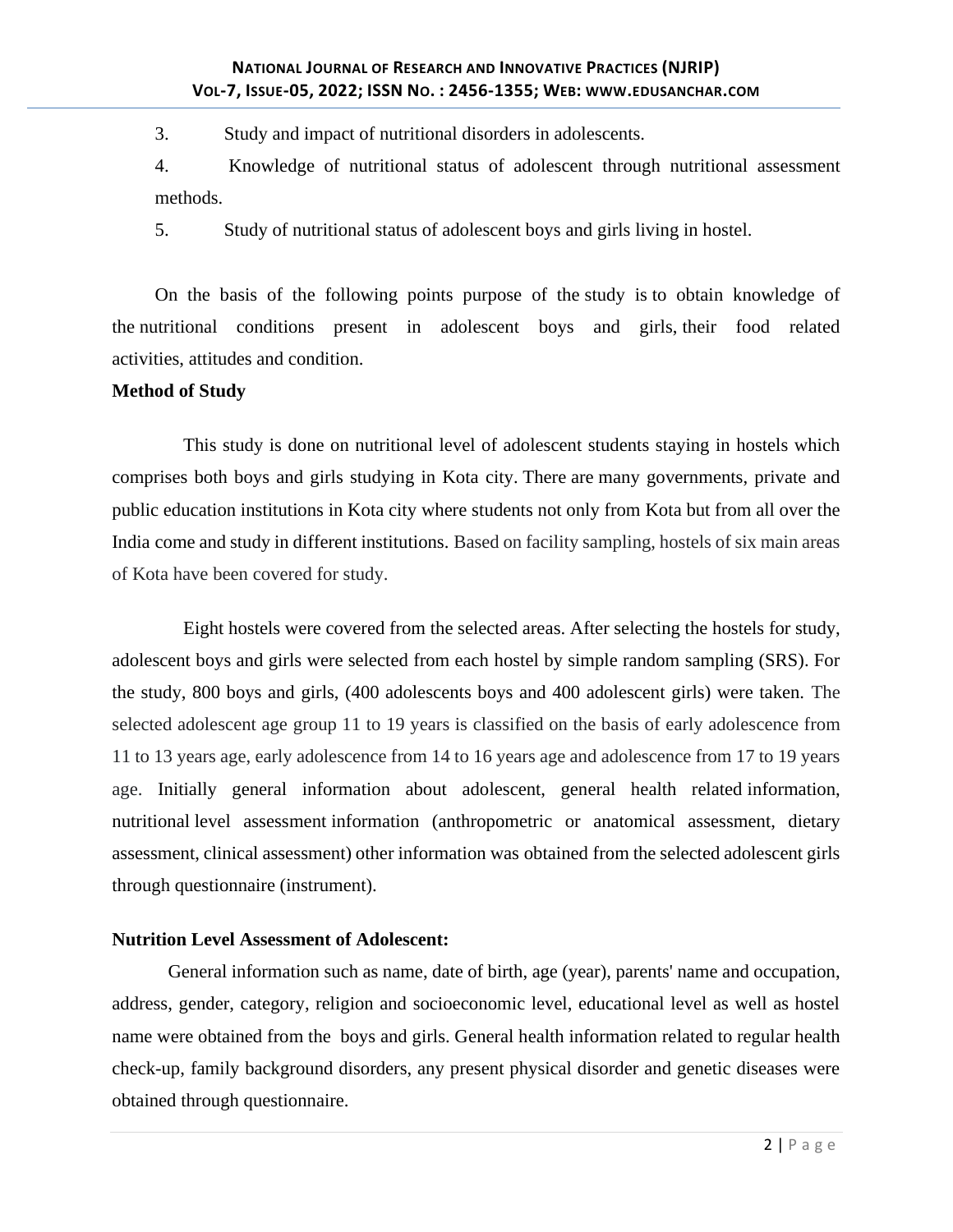3. Study and impact of nutritional disorders in adolescents.

4. Knowledge of nutritional status of adolescent through nutritional assessment methods.

5. Study of nutritional status of adolescent boys and girls living in hostel.

On the basis of the following points purpose of the study is to obtain knowledge of the nutritional conditions present in adolescent boys and girls, their food related activities, attitudes and condition.

**Method of Study**

This study is done on nutritional level of adolescent students staying in hostels which comprises both boys and girls studying in Kota city. There are many governments, private and public education institutions in Kota city where students not only from Kota but from all over the India come and study in different institutions. Based on facility sampling, hostels of six main areas of Kota have been covered for study.

Eight hostels were covered from the selected areas. After selecting the hostels for study, adolescent boys and girls were selected from each hostel by simple random sampling (SRS). For the study, 800 boys and girls, (400 adolescents boys and 400 adolescent girls) were taken. The selected adolescent age group 11 to 19 years is classified on the basis of early adolescence from 11 to 13 years age, early adolescence from 14 to 16 years age and adolescence from 17 to 19 years age. Initially general information about adolescent, general health related information, nutritional level assessment information (anthropometric or anatomical assessment, dietary assessment, clinical assessment) other information was obtained from the selected adolescent girls through questionnaire (instrument).

**Nutrition Level Assessment of Adolescent:**

General information such as name, date of birth, age (year), parents' name and occupation, address, gender, category, religion and socioeconomic level, educational level as well as hostel name were obtained from the boys and girls. General health information related to regular health check-up, family background disorders, any present physical disorder and genetic diseases were obtained through questionnaire.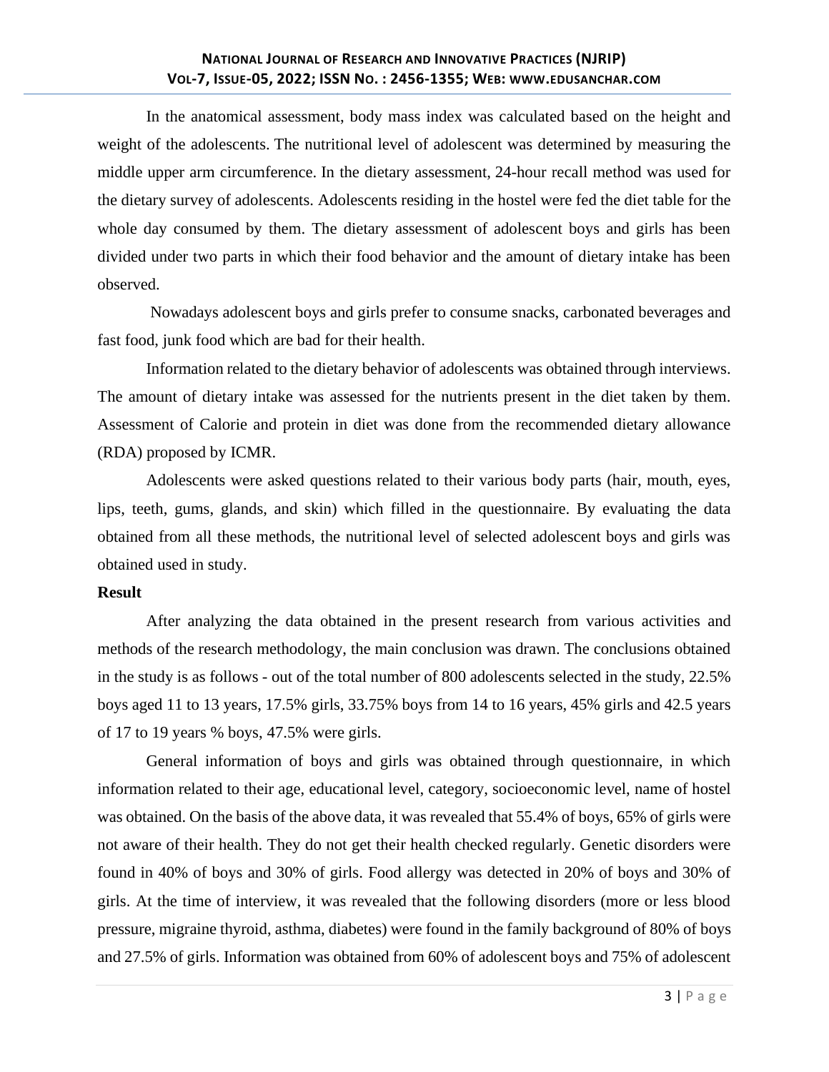In the anatomical assessment, body mass index was calculated based on the height and weight of the adolescents. The nutritional level of adolescent was determined by measuring the middle upper arm circumference. In the dietary assessment, 24-hour recall method was used for the dietary survey of adolescents. Adolescents residing in the hostel were fed the diet table for the whole day consumed by them. The dietary assessment of adolescent boys and girls has been divided under two parts in which their food behavior and the amount of dietary intake has been observed.

Nowadays adolescent boys and girls prefer to consume snacks, carbonated beverages and fast food, junk food which are bad for their health.

Information related to the dietary behavior of adolescents was obtained through interviews. The amount of dietary intake was assessed for the nutrients present in the diet taken by them. Assessment of Calorie and protein in diet was done from the recommended dietary allowance (RDA) proposed by ICMR.

Adolescents were asked questions related to their various body parts (hair, mouth, eyes, lips, teeth, gums, glands, and skin) which filled in the questionnaire. By evaluating the data obtained from all these methods, the nutritional level of selected adolescent boys and girls was obtained used in study.

**Result**

After analyzing the data obtained in the present research from various activities and methods of the research methodology, the main conclusion was drawn. The conclusions obtained in the study is as follows - out of the total number of 800 adolescents selected in the study, 22.5% boys aged 11 to 13 years, 17.5% girls, 33.75% boys from 14 to 16 years, 45% girls and 42.5 years of 17 to 19 years % boys, 47.5% were girls.

General information of boys and girls was obtained through questionnaire, in which information related to their age, educational level, category, socioeconomic level, name of hostel was obtained. On the basis of the above data, it was revealed that 55.4% of boys, 65% of girls were not aware of their health. They do not get their health checked regularly. Genetic disorders were found in 40% of boys and 30% of girls. Food allergy was detected in 20% of boys and 30% of girls. At the time of interview, it was revealed that the following disorders (more or less blood pressure, migraine thyroid, asthma, diabetes) were found in the family background of 80% of boys and 27.5% of girls. Information was obtained from 60% of adolescent boys and 75% of adolescent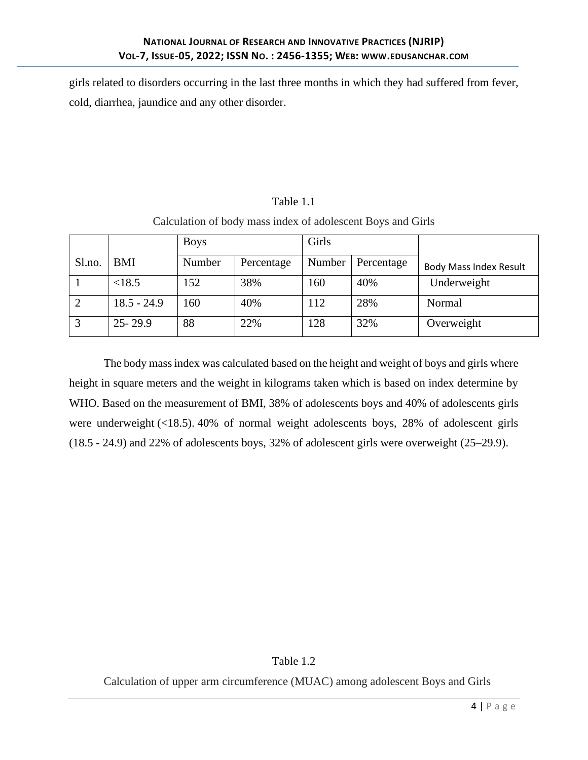girls related to disorders occurring in the last three months in which they had suffered from fever, cold, diarrhea, jaundice and any other disorder.

Table 1.1

Calculation of body mass index of adolescent Boys and Girls

| Sl.no. | BMI | Boys | | Girls | | Body Mass Index Result |
|---|---|---|---|---|---|---|
| | | Number | Percentage | Number | Percentage | |
| 1 | <18.5 | 152 | 38% | 160 | 40% | Underweight |
| 2 | 18.5 - 24.9 | 160 | 40% | 112 | 28% | Normal |
| 3 | 25- 29.9 | 88 | 22% | 128 | 32% | Overweight |

The body mass index was calculated based on the height and weight of boys and girls where height in square meters and the weight in kilograms taken which is based on index determine by WHO. Based on the measurement of BMI, 38% of adolescents boys and 40% of adolescents girls were underweight (<18.5). 40% of normal weight adolescents boys, 28% of adolescent girls (18.5 - 24.9) and 22% of adolescents boys, 32% of adolescent girls were overweight (25–29.9).

Table 1.2

Calculation of upper arm circumference (MUAC) among adolescent Boys and Girls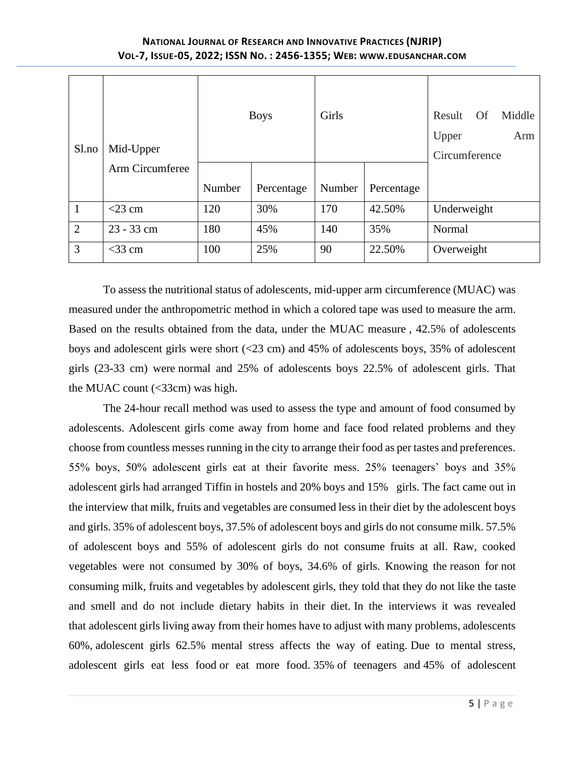| Sl.no | Mid-Upper Arm Circumferee | Boys | | Girls | | Result Of Middle Upper Arm Circumference |
|---|---|---|---|---|---|---|
| | | Number | Percentage | Number | Percentage | |
| 1 | <23 cm | 120 | 30% | 170 | 42.50% | Underweight |
| 2 | 23 - 33 cm | 180 | 45% | 140 | 35% | Normal |
| 3 | <33 cm | 100 | 25% | 90 | 22.50% | Overweight |

To assess the nutritional status of adolescents, mid-upper arm circumference (MUAC) was measured under the anthropometric method in which a colored tape was used to measure the arm. Based on the results obtained from the data, under the MUAC measure , 42.5% of adolescents boys and adolescent girls were short (<23 cm) and 45% of adolescents boys, 35% of adolescent girls (23-33 cm) were normal and 25% of adolescents boys 22.5% of adolescent girls. That the MUAC count (<33cm) was high.

The 24-hour recall method was used to assess the type and amount of food consumed by adolescents. Adolescent girls come away from home and face food related problems and they choose from countless messes running in the city to arrange their food as per tastes and preferences. 55% boys, 50% adolescent girls eat at their favorite mess. 25% teenagers' boys and 35% adolescent girls had arranged Tiffin in hostels and 20% boys and 15% girls. The fact came out in the interview that milk, fruits and vegetables are consumed less in their diet by the adolescent boys and girls. 35% of adolescent boys, 37.5% of adolescent boys and girls do not consume milk. 57.5% of adolescent boys and 55% of adolescent girls do not consume fruits at all. Raw, cooked vegetables were not consumed by 30% of boys, 34.6% of girls. Knowing the reason for not consuming milk, fruits and vegetables by adolescent girls, they told that they do not like the taste and smell and do not include dietary habits in their diet. In the interviews it was revealed that adolescent girls living away from their homes have to adjust with many problems, adolescents 60%, adolescent girls 62.5% mental stress affects the way of eating. Due to mental stress, adolescent girls eat less food or eat more food. 35% of teenagers and 45% of adolescent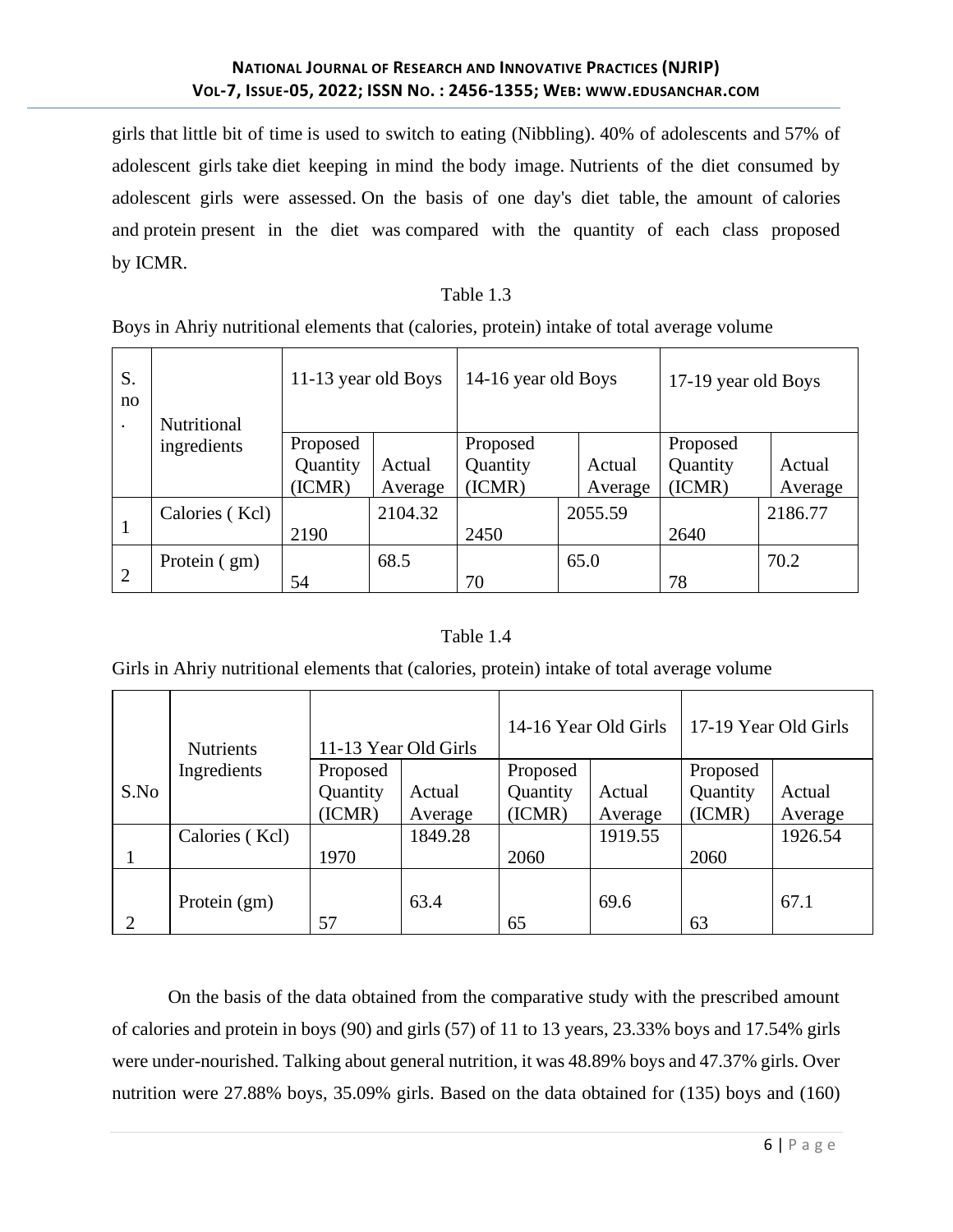girls that little bit of time is used to switch to eating (Nibbling). 40% of adolescents and 57% of adolescent girls take diet keeping in mind the body image. Nutrients of the diet consumed by adolescent girls were assessed. On the basis of one day's diet table, the amount of calories and protein present in the diet was compared with the quantity of each class proposed by ICMR.

Table 1.3

Boys in Ahriy nutritional elements that (calories, protein) intake of total average volume

| S. no. | Nutritional ingredients | 11-13 year old Boys | | 14-16 year old Boys | | 17-19 year old Boys | |
|---|---|---|---|---|---|---|---|
| | | Proposed Quantity (ICMR) | Actual Average | Proposed Quantity (ICMR) | Actual Average | Proposed Quantity (ICMR) | Actual Average |
| 1 | Calories ( Kcl) | 2190 | 2104.32 | 2450 | 2055.59 | 2640 | 2186.77 |
| 2 | Protein ( gm) | 54 | 68.5 | 70 | 65.0 | 78 | 70.2 |

Table 1.4

Girls in Ahriy nutritional elements that (calories, protein) intake of total average volume

| S.No | Nutrients Ingredients | 11-13 Year Old Girls | | 14-16 Year Old Girls | | 17-19 Year Old Girls | |
|---|---|---|---|---|---|---|---|
| | | Proposed Quantity (ICMR) | Actual Average | Proposed Quantity (ICMR) | Actual Average | Proposed Quantity (ICMR) | Actual Average |
| 1 | Calories ( Kcl) | 1970 | 1849.28 | 2060 | 1919.55 | 2060 | 1926.54 |
| 2 | Protein (gm) | 57 | 63.4 | 65 | 69.6 | 63 | 67.1 |

On the basis of the data obtained from the comparative study with the prescribed amount of calories and protein in boys (90) and girls (57) of 11 to 13 years, 23.33% boys and 17.54% girls were under-nourished. Talking about general nutrition, it was 48.89% boys and 47.37% girls. Over nutrition were 27.88% boys, 35.09% girls. Based on the data obtained for (135) boys and (160)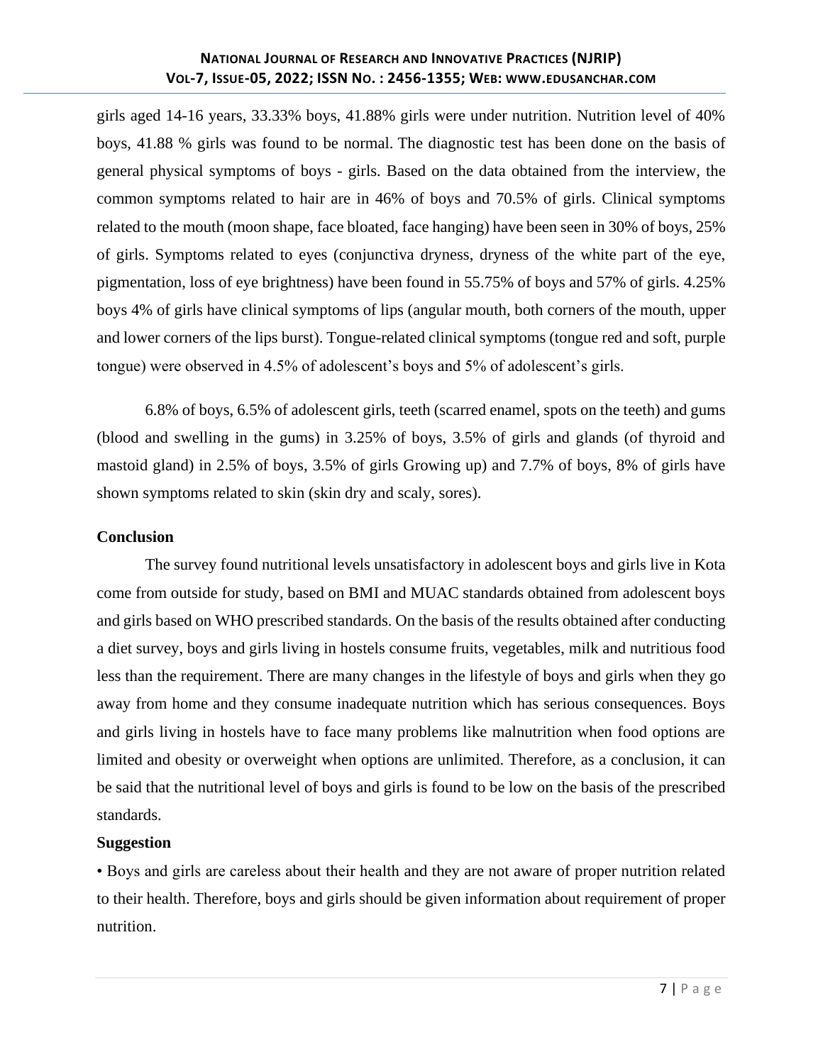girls aged 14-16 years, 33.33% boys, 41.88% girls were under nutrition. Nutrition level of 40% boys, 41.88 % girls was found to be normal. The diagnostic test has been done on the basis of general physical symptoms of boys - girls. Based on the data obtained from the interview, the common symptoms related to hair are in 46% of boys and 70.5% of girls. Clinical symptoms related to the mouth (moon shape, face bloated, face hanging) have been seen in 30% of boys, 25% of girls. Symptoms related to eyes (conjunctiva dryness, dryness of the white part of the eye, pigmentation, loss of eye brightness) have been found in 55.75% of boys and 57% of girls. 4.25% boys 4% of girls have clinical symptoms of lips (angular mouth, both corners of the mouth, upper and lower corners of the lips burst). Tongue-related clinical symptoms (tongue red and soft, purple tongue) were observed in 4.5% of adolescent's boys and 5% of adolescent's girls.

6.8% of boys, 6.5% of adolescent girls, teeth (scarred enamel, spots on the teeth) and gums (blood and swelling in the gums) in 3.25% of boys, 3.5% of girls and glands (of thyroid and mastoid gland) in 2.5% of boys, 3.5% of girls Growing up) and 7.7% of boys, 8% of girls have shown symptoms related to skin (skin dry and scaly, sores).

**Conclusion**

The survey found nutritional levels unsatisfactory in adolescent boys and girls live in Kota come from outside for study, based on BMI and MUAC standards obtained from adolescent boys and girls based on WHO prescribed standards. On the basis of the results obtained after conducting a diet survey, boys and girls living in hostels consume fruits, vegetables, milk and nutritious food less than the requirement. There are many changes in the lifestyle of boys and girls when they go away from home and they consume inadequate nutrition which has serious consequences. Boys and girls living in hostels have to face many problems like malnutrition when food options are limited and obesity or overweight when options are unlimited. Therefore, as a conclusion, it can be said that the nutritional level of boys and girls is found to be low on the basis of the prescribed standards.

**Suggestion**

• Boys and girls are careless about their health and they are not aware of proper nutrition related to their health. Therefore, boys and girls should be given information about requirement of proper nutrition.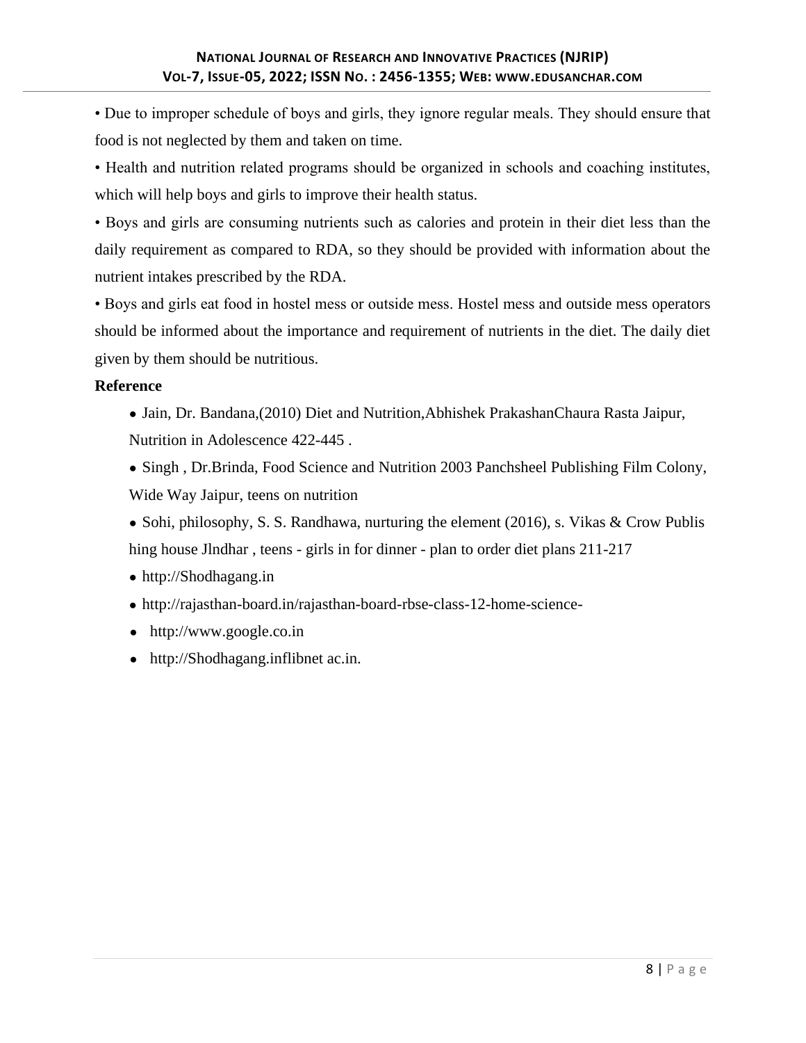• Due to improper schedule of boys and girls, they ignore regular meals. They should ensure that food is not neglected by them and taken on time.

• Health and nutrition related programs should be organized in schools and coaching institutes, which will help boys and girls to improve their health status.

• Boys and girls are consuming nutrients such as calories and protein in their diet less than the daily requirement as compared to RDA, so they should be provided with information about the nutrient intakes prescribed by the RDA.

• Boys and girls eat food in hostel mess or outside mess. Hostel mess and outside mess operators should be informed about the importance and requirement of nutrients in the diet. The daily diet given by them should be nutritious.

**Reference**

- Jain, Dr. Bandana,(2010) Diet and Nutrition,Abhishek PrakashanChaura Rasta Jaipur, Nutrition in Adolescence 422-445 .
- Singh , Dr.Brinda, Food Science and Nutrition 2003 Panchsheel Publishing Film Colony, Wide Way Jaipur, teens on nutrition
- Sohi, philosophy, S. S. Randhawa, nurturing the element (2016), s. Vikas & Crow Publis hing house Jlndhar , teens - girls in for dinner - plan to order diet plans 211-217
- http://Shodhagang.in
- http://rajasthan-board.in/rajasthan-board-rbse-class-12-home-science-
- http://www.google.co.in
- http://Shodhagang.inflibnet ac.in.